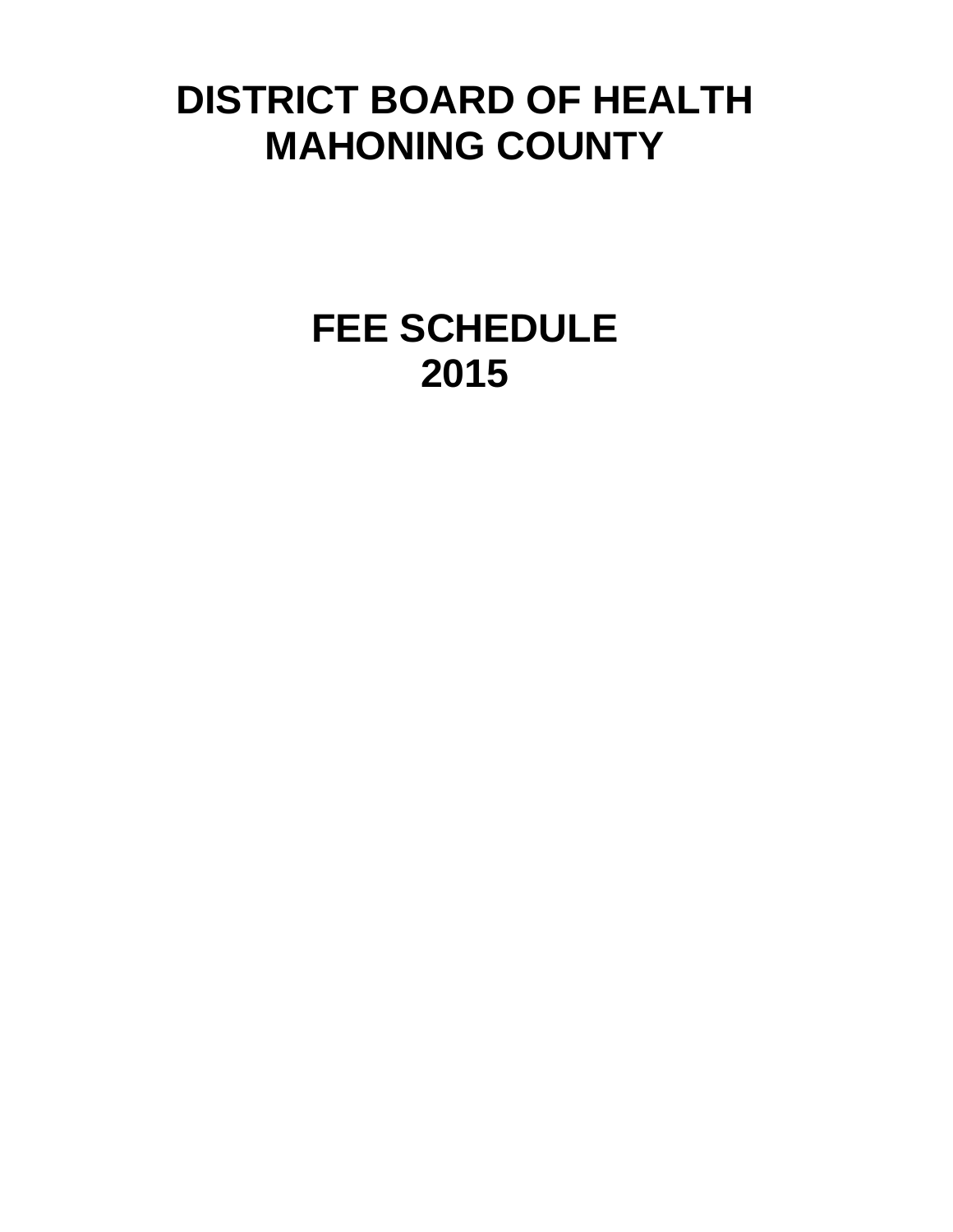# DISTRICT BOARD OF HEALTH
# MAHONING COUNTY

# FEE SCHEDULE
# 2015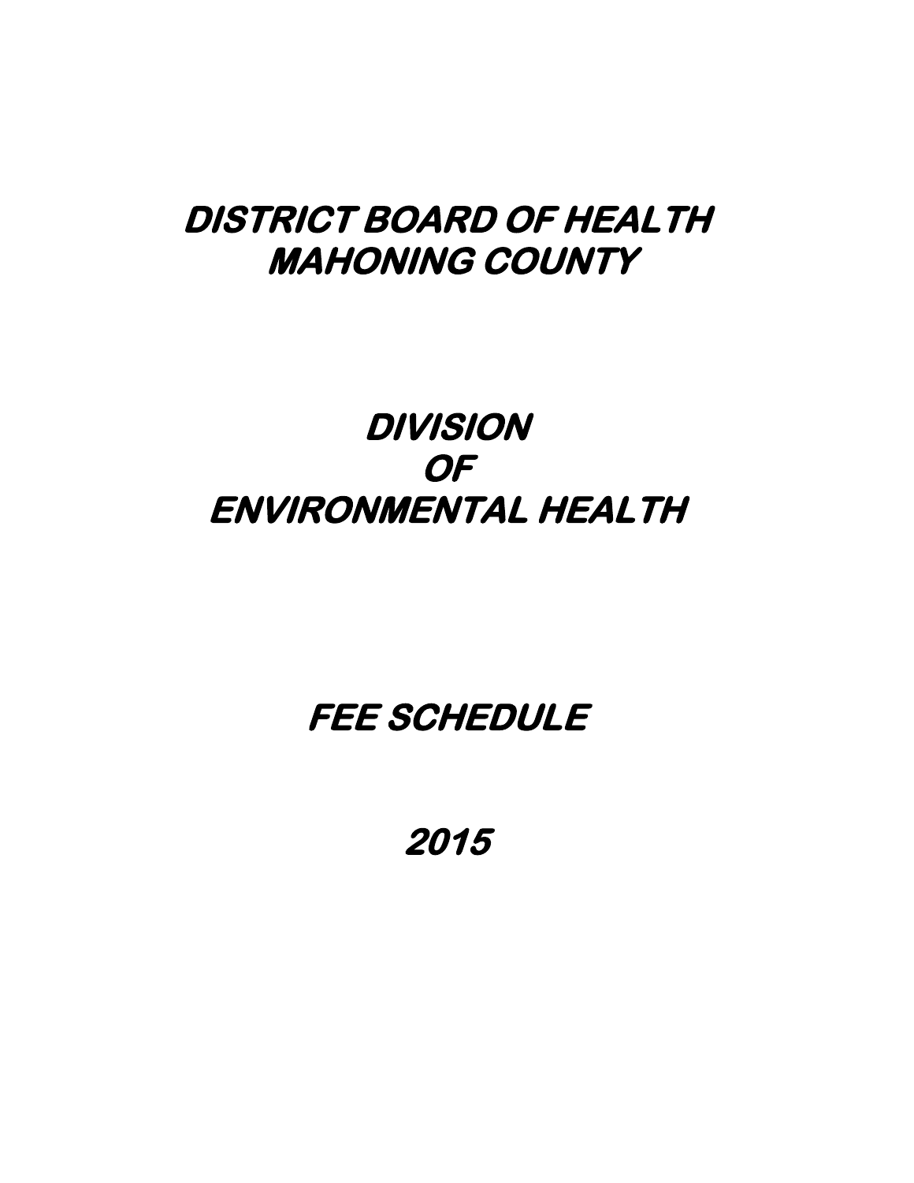# DISTRICT BOARD OF HEALTH
# MAHONING COUNTY

# DIVISION
# OF
# ENVIRONMENTAL HEALTH

# FEE SCHEDULE

# 2015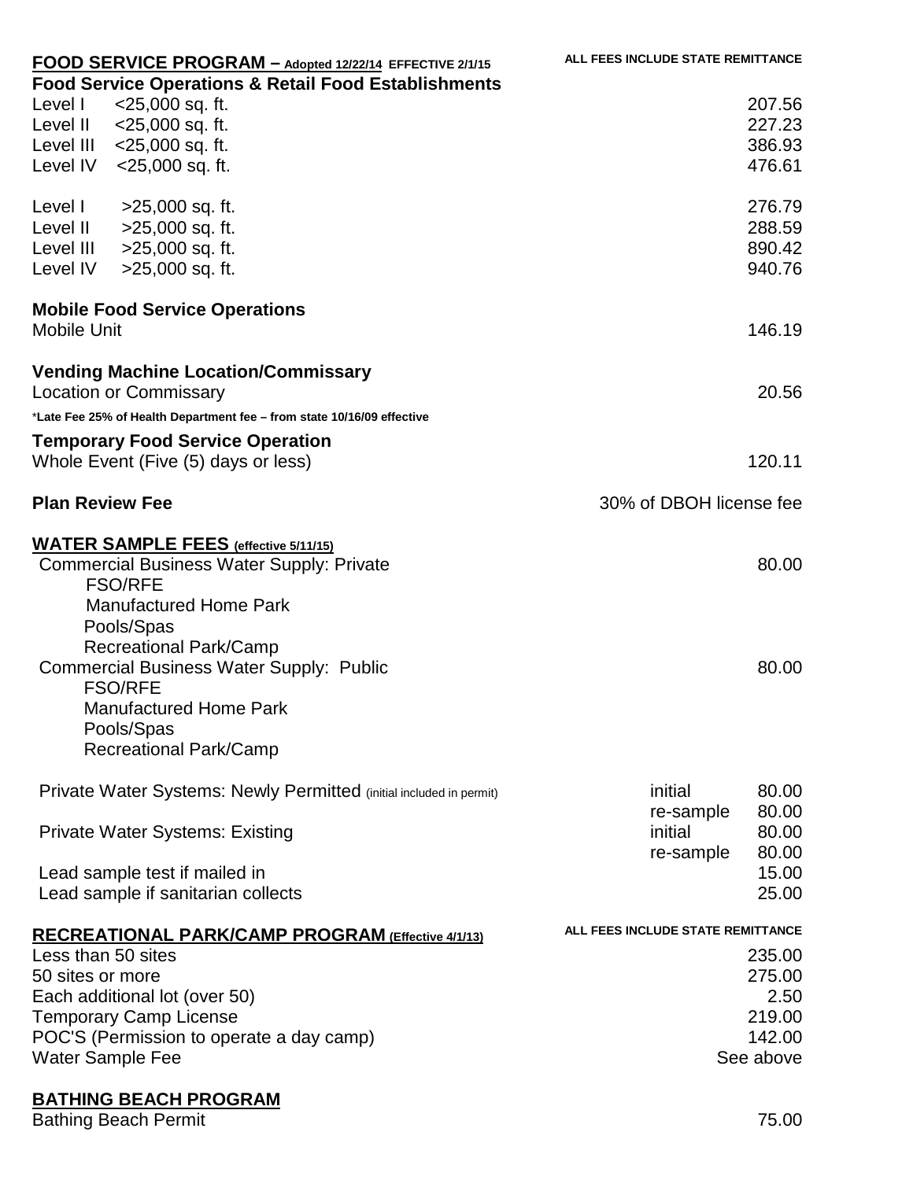## FOOD SERVICE PROGRAM – Adopted 12/22/14 EFFECTIVE 2/1/15

**ALL FEES INCLUDE STATE REMITTANCE**

**Food Service Operations & Retail Food Establishments**

| | |
|---|---|
| Level I <25,000 sq. ft. | 207.56 |
| Level II <25,000 sq. ft. | 227.23 |
| Level III <25,000 sq. ft. | 386.93 |
| Level IV <25,000 sq. ft. | 476.61 |
| Level I >25,000 sq. ft. | 276.79 |
| Level II >25,000 sq. ft. | 288.59 |
| Level III >25,000 sq. ft. | 890.42 |
| Level IV >25,000 sq. ft. | 940.76 |

**Mobile Food Service Operations**

| | |
|---|---|
| Mobile Unit | 146.19 |

**Vending Machine Location/Commissary**

| | |
|---|---|
| Location or Commissary | 20.56 |

*Late Fee 25% of Health Department fee – from state 10/16/09 effective

**Temporary Food Service Operation**

| | |
|---|---|
| Whole Event (Five (5) days or less) | 120.11 |

| | |
|---|---|
| **Plan Review Fee** | 30% of DBOH license fee |

## WATER SAMPLE FEES (effective 5/11/15)

| | | |
|---|---|---|
| Commercial Business Water Supply: Private | | 80.00 |
| FSO/RFE | | |
| Manufactured Home Park | | |
| Pools/Spas | | |
| Recreational Park/Camp | | |
| Commercial Business Water Supply: Public | | 80.00 |
| FSO/RFE | | |
| Manufactured Home Park | | |
| Pools/Spas | | |
| Recreational Park/Camp | | |
| Private Water Systems: Newly Permitted (initial included in permit) | initial | 80.00 |
| | re-sample | 80.00 |
| Private Water Systems: Existing | initial | 80.00 |
| | re-sample | 80.00 |
| Lead sample test if mailed in | | 15.00 |
| Lead sample if sanitarian collects | | 25.00 |

## RECREATIONAL PARK/CAMP PROGRAM (Effective 4/1/13)

**ALL FEES INCLUDE STATE REMITTANCE**

| | |
|---|---|
| Less than 50 sites | 235.00 |
| 50 sites or more | 275.00 |
| Each additional lot (over 50) | 2.50 |
| Temporary Camp License | 219.00 |
| POC'S (Permission to operate a day camp) | 142.00 |
| Water Sample Fee | See above |

## BATHING BEACH PROGRAM

| | |
|---|---|
| Bathing Beach Permit | 75.00 |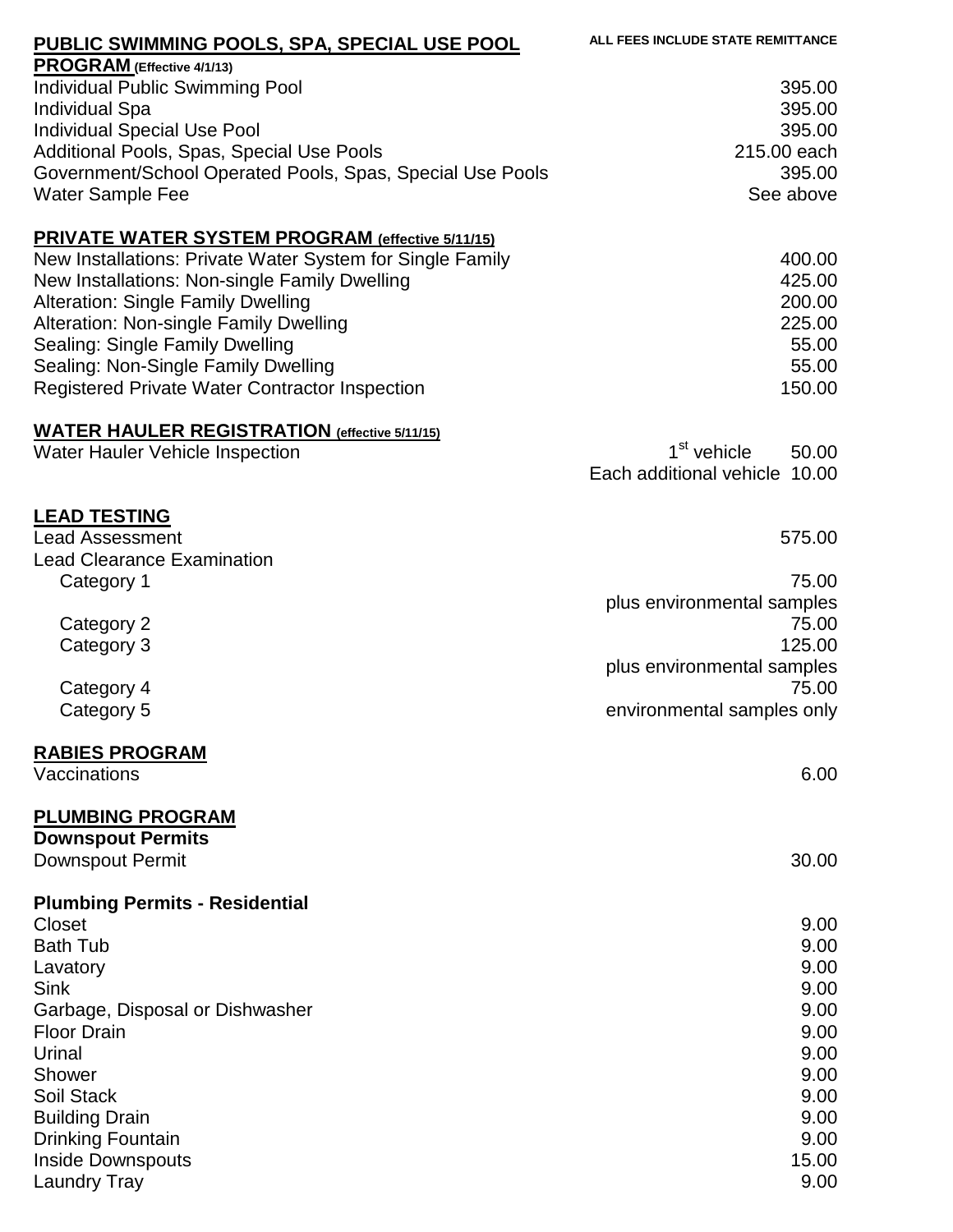## PUBLIC SWIMMING POOLS, SPA, SPECIAL USE POOL PROGRAM (Effective 4/1/13)

ALL FEES INCLUDE STATE REMITTANCE

| | |
|---|---|
| Individual Public Swimming Pool | 395.00 |
| Individual Spa | 395.00 |
| Individual Special Use Pool | 395.00 |
| Additional Pools, Spas, Special Use Pools | 215.00 each |
| Government/School Operated Pools, Spas, Special Use Pools | 395.00 |
| Water Sample Fee | See above |

## PRIVATE WATER SYSTEM PROGRAM (effective 5/11/15)

| | |
|---|---|
| New Installations: Private Water System for Single Family | 400.00 |
| New Installations: Non-single Family Dwelling | 425.00 |
| Alteration: Single Family Dwelling | 200.00 |
| Alteration: Non-single Family Dwelling | 225.00 |
| Sealing: Single Family Dwelling | 55.00 |
| Sealing: Non-Single Family Dwelling | 55.00 |
| Registered Private Water Contractor Inspection | 150.00 |

## WATER HAULER REGISTRATION (effective 5/11/15)

| | |
|---|---|
| Water Hauler Vehicle Inspection | 1st vehicle 50.00 |
| | Each additional vehicle 10.00 |

## LEAD TESTING

| | |
|---|---|
| Lead Assessment | 575.00 |
| Lead Clearance Examination | |
| Category 1 | 75.00 plus environmental samples |
| Category 2 | 75.00 |
| Category 3 | 125.00 plus environmental samples |
| Category 4 | 75.00 |
| Category 5 | environmental samples only |

## RABIES PROGRAM

| | |
|---|---|
| Vaccinations | 6.00 |

## PLUMBING PROGRAM

### Downspout Permits

| | |
|---|---|
| Downspout Permit | 30.00 |

### Plumbing Permits - Residential

| | |
|---|---|
| Closet | 9.00 |
| Bath Tub | 9.00 |
| Lavatory | 9.00 |
| Sink | 9.00 |
| Garbage, Disposal or Dishwasher | 9.00 |
| Floor Drain | 9.00 |
| Urinal | 9.00 |
| Shower | 9.00 |
| Soil Stack | 9.00 |
| Building Drain | 9.00 |
| Drinking Fountain | 9.00 |
| Inside Downspouts | 15.00 |
| Laundry Tray | 9.00 |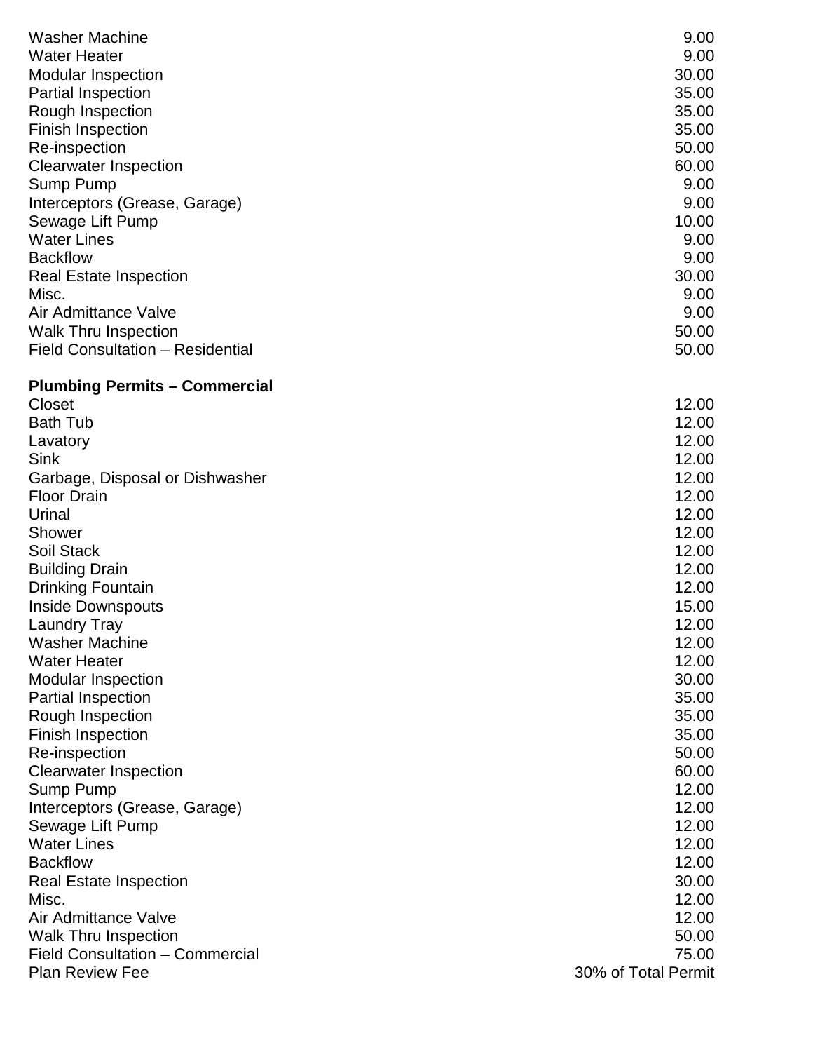| | |
|---|---|
| Washer Machine | 9.00 |
| Water Heater | 9.00 |
| Modular Inspection | 30.00 |
| Partial Inspection | 35.00 |
| Rough Inspection | 35.00 |
| Finish Inspection | 35.00 |
| Re-inspection | 50.00 |
| Clearwater Inspection | 60.00 |
| Sump Pump | 9.00 |
| Interceptors (Grease, Garage) | 9.00 |
| Sewage Lift Pump | 10.00 |
| Water Lines | 9.00 |
| Backflow | 9.00 |
| Real Estate Inspection | 30.00 |
| Misc. | 9.00 |
| Air Admittance Valve | 9.00 |
| Walk Thru Inspection | 50.00 |
| Field Consultation – Residential | 50.00 |

**Plumbing Permits – Commercial**

| | |
|---|---|
| Closet | 12.00 |
| Bath Tub | 12.00 |
| Lavatory | 12.00 |
| Sink | 12.00 |
| Garbage, Disposal or Dishwasher | 12.00 |
| Floor Drain | 12.00 |
| Urinal | 12.00 |
| Shower | 12.00 |
| Soil Stack | 12.00 |
| Building Drain | 12.00 |
| Drinking Fountain | 12.00 |
| Inside Downspouts | 15.00 |
| Laundry Tray | 12.00 |
| Washer Machine | 12.00 |
| Water Heater | 12.00 |
| Modular Inspection | 30.00 |
| Partial Inspection | 35.00 |
| Rough Inspection | 35.00 |
| Finish Inspection | 35.00 |
| Re-inspection | 50.00 |
| Clearwater Inspection | 60.00 |
| Sump Pump | 12.00 |
| Interceptors (Grease, Garage) | 12.00 |
| Sewage Lift Pump | 12.00 |
| Water Lines | 12.00 |
| Backflow | 12.00 |
| Real Estate Inspection | 30.00 |
| Misc. | 12.00 |
| Air Admittance Valve | 12.00 |
| Walk Thru Inspection | 50.00 |
| Field Consultation – Commercial | 75.00 |
| Plan Review Fee | 30% of Total Permit |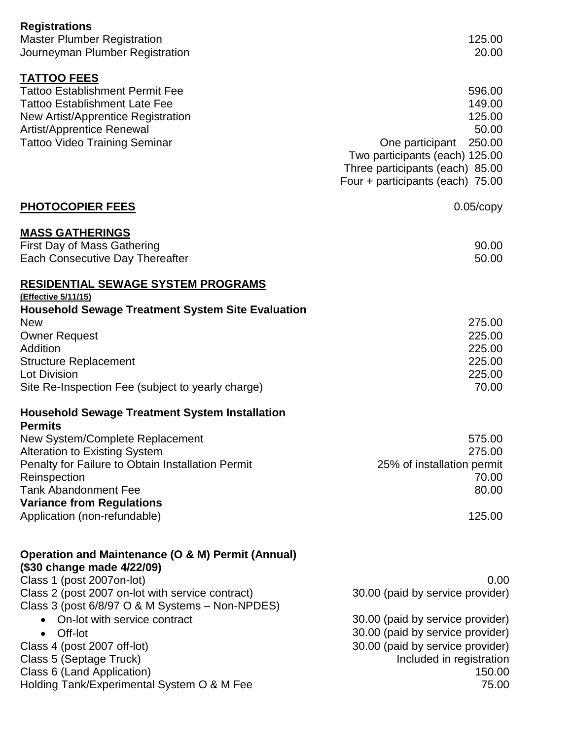**Registrations**

| | |
|---|---|
| Master Plumber Registration | 125.00 |
| Journeyman Plumber Registration | 20.00 |

## TATTOO FEES

| | |
|---|---|
| Tattoo Establishment Permit Fee | 596.00 |
| Tattoo Establishment Late Fee | 149.00 |
| New Artist/Apprentice Registration | 125.00 |
| Artist/Apprentice Renewal | 50.00 |
| Tattoo Video Training Seminar | One participant 250.00 |
| | Two participants (each) 125.00 |
| | Three participants (each) 85.00 |
| | Four + participants (each) 75.00 |

## PHOTOCOPIER FEES

| | |
|---|---|
| PHOTOCOPIER FEES | 0.05/copy |

## MASS GATHERINGS

| | |
|---|---|
| First Day of Mass Gathering | 90.00 |
| Each Consecutive Day Thereafter | 50.00 |

## RESIDENTIAL SEWAGE SYSTEM PROGRAMS

**(Effective 5/11/15)**

**Household Sewage Treatment System Site Evaluation**

| | |
|---|---|
| New | 275.00 |
| Owner Request | 225.00 |
| Addition | 225.00 |
| Structure Replacement | 225.00 |
| Lot Division | 225.00 |
| Site Re-Inspection Fee (subject to yearly charge) | 70.00 |

**Household Sewage Treatment System Installation Permits**

| | |
|---|---|
| New System/Complete Replacement | 575.00 |
| Alteration to Existing System | 275.00 |
| Penalty for Failure to Obtain Installation Permit | 25% of installation permit |
| Reinspection | 70.00 |
| Tank Abandonment Fee | 80.00 |

**Variance from Regulations**

| | |
|---|---|
| Application (non-refundable) | 125.00 |

**Operation and Maintenance (O & M) Permit (Annual) ($30 change made 4/22/09)**

| | |
|---|---|
| Class 1 (post 2007on-lot) | 0.00 |
| Class 2 (post 2007 on-lot with service contract) | 30.00 (paid by service provider) |
| Class 3 (post 6/8/97 O & M Systems – Non-NPDES) | |
| • On-lot with service contract | 30.00 (paid by service provider) |
| • Off-lot | 30.00 (paid by service provider) |
| Class 4 (post 2007 off-lot) | 30.00 (paid by service provider) |
| Class 5 (Septage Truck) | Included in registration |
| Class 6 (Land Application) | 150.00 |
| Holding Tank/Experimental System O & M Fee | 75.00 |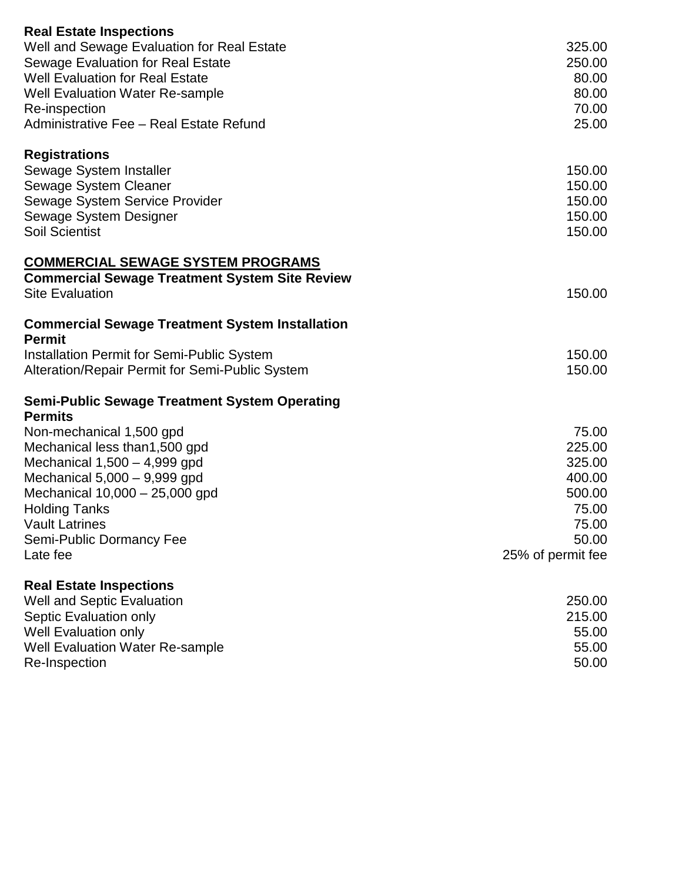**Real Estate Inspections**

| | |
|---|---:|
| Well and Sewage Evaluation for Real Estate | 325.00 |
| Sewage Evaluation for Real Estate | 250.00 |
| Well Evaluation for Real Estate | 80.00 |
| Well Evaluation Water Re-sample | 80.00 |
| Re-inspection | 70.00 |
| Administrative Fee – Real Estate Refund | 25.00 |

**Registrations**

| | |
|---|---:|
| Sewage System Installer | 150.00 |
| Sewage System Cleaner | 150.00 |
| Sewage System Service Provider | 150.00 |
| Sewage System Designer | 150.00 |
| Soil Scientist | 150.00 |

## COMMERCIAL SEWAGE SYSTEM PROGRAMS

**Commercial Sewage Treatment System Site Review**

| | |
|---|---:|
| Site Evaluation | 150.00 |

**Commercial Sewage Treatment System Installation Permit**

| | |
|---|---:|
| Installation Permit for Semi-Public System | 150.00 |
| Alteration/Repair Permit for Semi-Public System | 150.00 |

**Semi-Public Sewage Treatment System Operating Permits**

| | |
|---|---:|
| Non-mechanical 1,500 gpd | 75.00 |
| Mechanical less than1,500 gpd | 225.00 |
| Mechanical 1,500 – 4,999 gpd | 325.00 |
| Mechanical 5,000 – 9,999 gpd | 400.00 |
| Mechanical 10,000 – 25,000 gpd | 500.00 |
| Holding Tanks | 75.00 |
| Vault Latrines | 75.00 |
| Semi-Public Dormancy Fee | 50.00 |
| Late fee | 25% of permit fee |

**Real Estate Inspections**

| | |
|---|---:|
| Well and Septic Evaluation | 250.00 |
| Septic Evaluation only | 215.00 |
| Well Evaluation only | 55.00 |
| Well Evaluation Water Re-sample | 55.00 |
| Re-Inspection | 50.00 |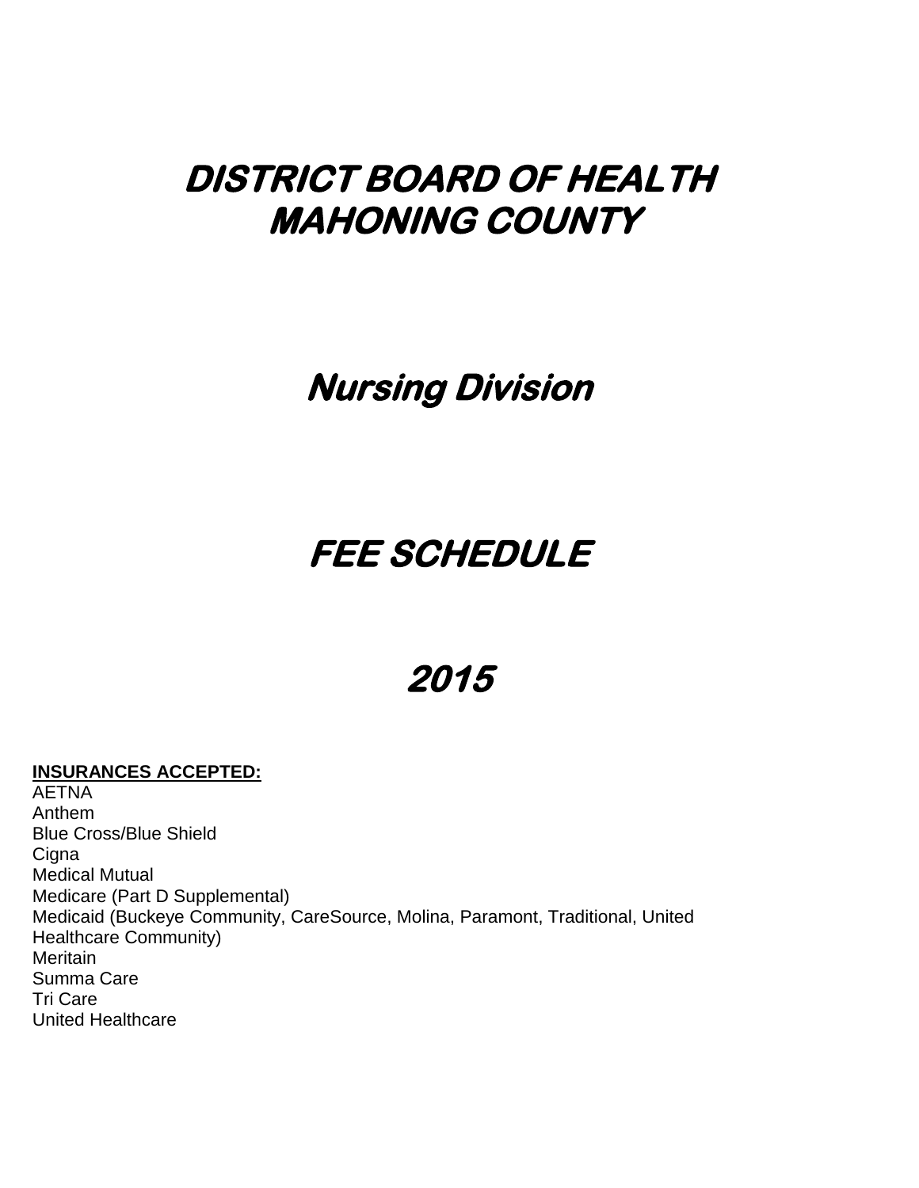# DISTRICT BOARD OF HEALTH
# MAHONING COUNTY

# Nursing Division

# FEE SCHEDULE

# 2015

**INSURANCES ACCEPTED:**

AETNA
Anthem
Blue Cross/Blue Shield
Cigna
Medical Mutual
Medicare (Part D Supplemental)
Medicaid (Buckeye Community, CareSource, Molina, Paramont, Traditional, United Healthcare Community)
Meritain
Summa Care
Tri Care
United Healthcare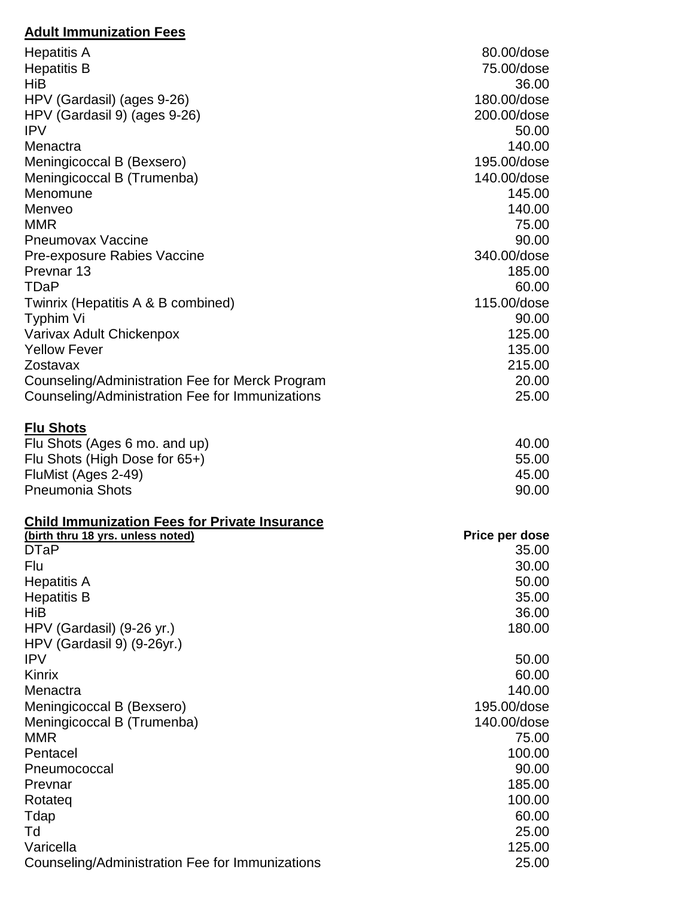**Adult Immunization Fees**

| | |
|---|---|
| Hepatitis A | 80.00/dose |
| Hepatitis B | 75.00/dose |
| HiB | 36.00 |
| HPV (Gardasil) (ages 9-26) | 180.00/dose |
| HPV (Gardasil 9) (ages 9-26) | 200.00/dose |
| IPV | 50.00 |
| Menactra | 140.00 |
| Meningicoccal B (Bexsero) | 195.00/dose |
| Meningicoccal B (Trumenba) | 140.00/dose |
| Menomune | 145.00 |
| Menveo | 140.00 |
| MMR | 75.00 |
| Pneumovax Vaccine | 90.00 |
| Pre-exposure Rabies Vaccine | 340.00/dose |
| Prevnar 13 | 185.00 |
| TDaP | 60.00 |
| Twinrix (Hepatitis A & B combined) | 115.00/dose |
| Typhim Vi | 90.00 |
| Varivax Adult Chickenpox | 125.00 |
| Yellow Fever | 135.00 |
| Zostavax | 215.00 |
| Counseling/Administration Fee for Merck Program | 20.00 |
| Counseling/Administration Fee for Immunizations | 25.00 |

**Flu Shots**

| | |
|---|---|
| Flu Shots (Ages 6 mo. and up) | 40.00 |
| Flu Shots (High Dose for 65+) | 55.00 |
| FluMist (Ages 2-49) | 45.00 |
| Pneumonia Shots | 90.00 |

**Child Immunization Fees for Private Insurance**

| (birth thru 18 yrs. unless noted) | Price per dose |
|---|---|
| DTaP | 35.00 |
| Flu | 30.00 |
| Hepatitis A | 50.00 |
| Hepatitis B | 35.00 |
| HiB | 36.00 |
| HPV (Gardasil) (9-26 yr.) | 180.00 |
| HPV (Gardasil 9) (9-26yr.) | |
| IPV | 50.00 |
| Kinrix | 60.00 |
| Menactra | 140.00 |
| Meningicoccal B (Bexsero) | 195.00/dose |
| Meningicoccal B (Trumenba) | 140.00/dose |
| MMR | 75.00 |
| Pentacel | 100.00 |
| Pneumococcal | 90.00 |
| Prevnar | 185.00 |
| Rotateq | 100.00 |
| Tdap | 60.00 |
| Td | 25.00 |
| Varicella | 125.00 |
| Counseling/Administration Fee for Immunizations | 25.00 |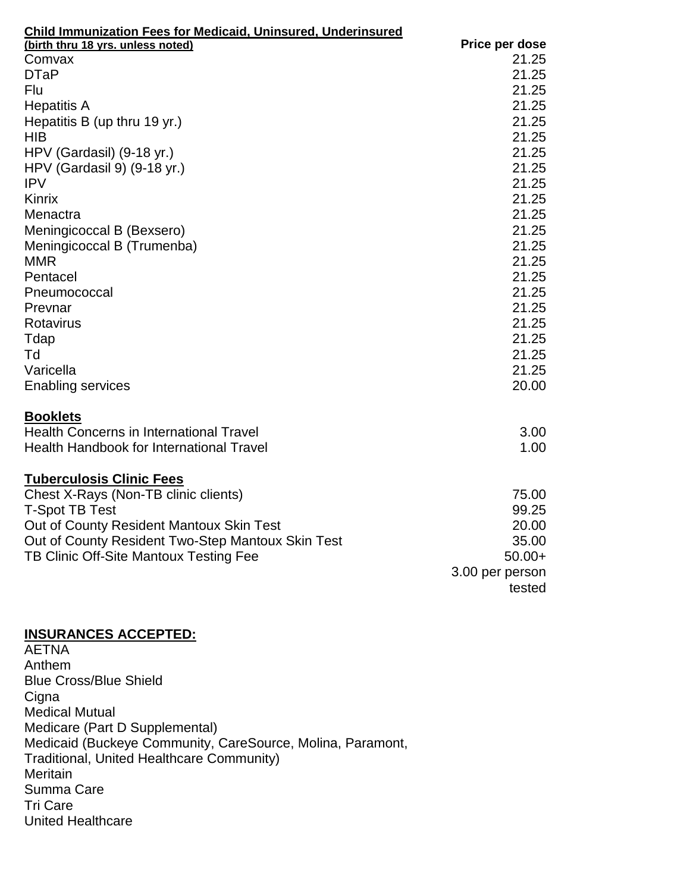| **Child Immunization Fees for Medicaid, Uninsured, Underinsured** <br> **(birth thru 18 yrs. unless noted)** | **Price per dose** |
|---|---|
| Comvax | 21.25 |
| DTaP | 21.25 |
| Flu | 21.25 |
| Hepatitis A | 21.25 |
| Hepatitis B (up thru 19 yr.) | 21.25 |
| HIB | 21.25 |
| HPV (Gardasil) (9-18 yr.) | 21.25 |
| HPV (Gardasil 9) (9-18 yr.) | 21.25 |
| IPV | 21.25 |
| Kinrix | 21.25 |
| Menactra | 21.25 |
| Meningicoccal B (Bexsero) | 21.25 |
| Meningicoccal B (Trumenba) | 21.25 |
| MMR | 21.25 |
| Pentacel | 21.25 |
| Pneumococcal | 21.25 |
| Prevnar | 21.25 |
| Rotavirus | 21.25 |
| Tdap | 21.25 |
| Td | 21.25 |
| Varicella | 21.25 |
| Enabling services | 20.00 |

**Booklets**

| | |
|---|---|
| Health Concerns in International Travel | 3.00 |
| Health Handbook for International Travel | 1.00 |

**Tuberculosis Clinic Fees**

| | |
|---|---|
| Chest X-Rays (Non-TB clinic clients) | 75.00 |
| T-Spot TB Test | 99.25 |
| Out of County Resident Mantoux Skin Test | 20.00 |
| Out of County Resident Two-Step Mantoux Skin Test | 35.00 |
| TB Clinic Off-Site Mantoux Testing Fee | 50.00+ 3.00 per person tested |

**INSURANCES ACCEPTED:**

AETNA
Anthem
Blue Cross/Blue Shield
Cigna
Medical Mutual
Medicare (Part D Supplemental)
Medicaid (Buckeye Community, CareSource, Molina, Paramont, Traditional, United Healthcare Community)
Meritain
Summa Care
Tri Care
United Healthcare